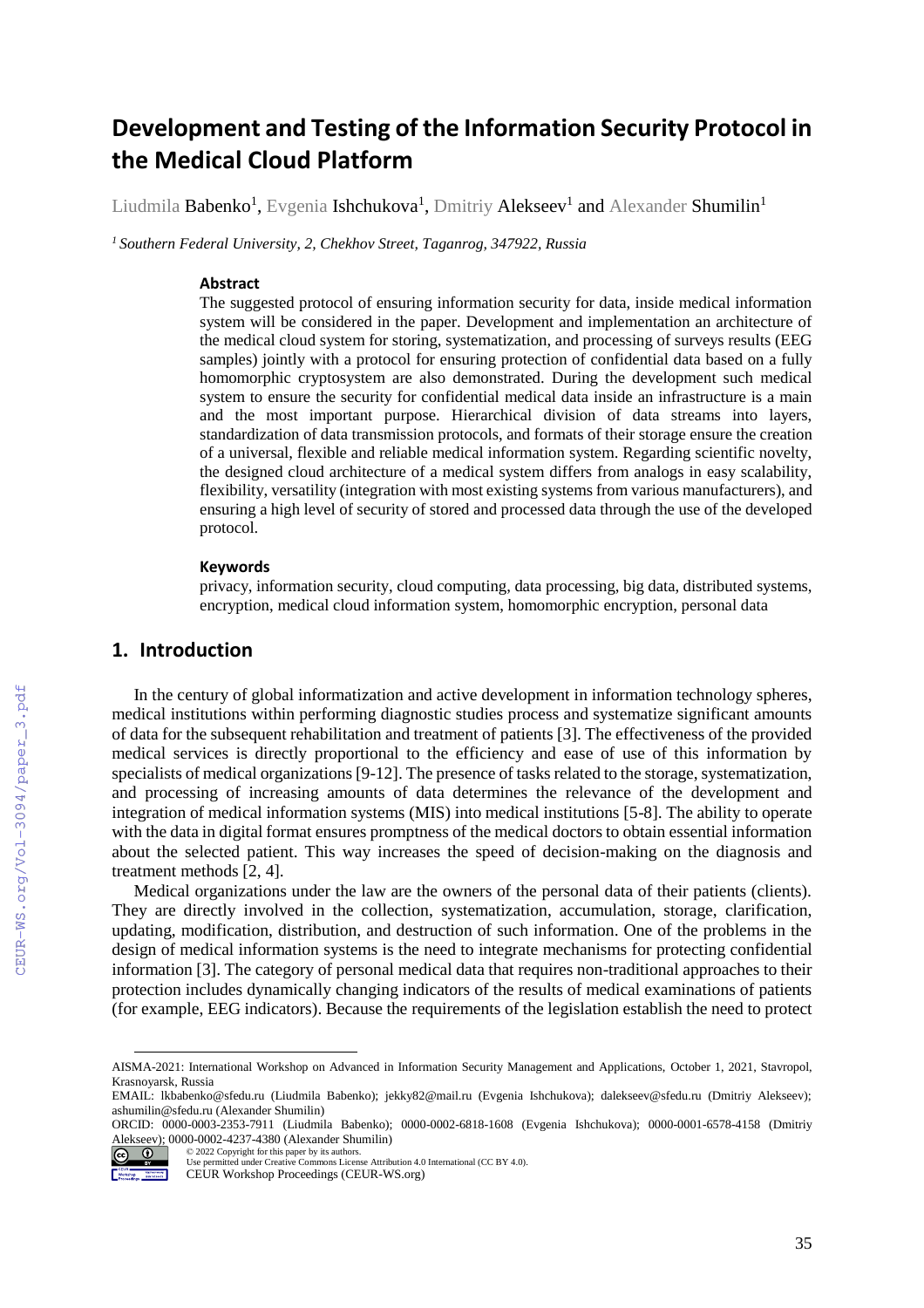# Development and Testing of the Information Security Protocol in the Medical Cloud Platform

Liudmila Babenko[1], Evgenia Ishchukova[1], Dmitriy Alekseev[1] and Alexander Shumilin[1]

[1] *Southern Federal University, 2, Chekhov Street, Taganrog, 347922, Russia*

### Abstract

The suggested protocol of ensuring information security for data, inside medical information system will be considered in the paper. Development and implementation an architecture of the medical cloud system for storing, systematization, and processing of surveys results (EEG samples) jointly with a protocol for ensuring protection of confidential data based on a fully homomorphic cryptosystem are also demonstrated. During the development such medical system to ensure the security for confidential medical data inside an infrastructure is a main and the most important purpose. Hierarchical division of data streams into layers, standardization of data transmission protocols, and formats of their storage ensure the creation of a universal, flexible and reliable medical information system. Regarding scientific novelty, the designed cloud architecture of a medical system differs from analogs in easy scalability, flexibility, versatility (integration with most existing systems from various manufacturers), and ensuring a high level of security of stored and processed data through the use of the developed protocol.

### Keywords

privacy, information security, cloud computing, data processing, big data, distributed systems, encryption, medical cloud information system, homomorphic encryption, personal data

## 1. Introduction

In the century of global informatization and active development in information technology spheres, medical institutions within performing diagnostic studies process and systematize significant amounts of data for the subsequent rehabilitation and treatment of patients [3]. The effectiveness of the provided medical services is directly proportional to the efficiency and ease of use of this information by specialists of medical organizations [9-12]. The presence of tasks related to the storage, systematization, and processing of increasing amounts of data determines the relevance of the development and integration of medical information systems (MIS) into medical institutions [5-8]. The ability to operate with the data in digital format ensures promptness of the medical doctors to obtain essential information about the selected patient. This way increases the speed of decision-making on the diagnosis and treatment methods [2, 4].

Medical organizations under the law are the owners of the personal data of their patients (clients). They are directly involved in the collection, systematization, accumulation, storage, clarification, updating, modification, distribution, and destruction of such information. One of the problems in the design of medical information systems is the need to integrate mechanisms for protecting confidential information [3]. The category of personal medical data that requires non-traditional approaches to their protection includes dynamically changing indicators of the results of medical examinations of patients (for example, EEG indicators). Because the requirements of the legislation establish the need to protect

AISMA-2021: International Workshop on Advanced in Information Security Management and Applications, October 1, 2021, Stavropol, Krasnoyarsk, Russia

EMAIL: lkbabenko@sfedu.ru (Liudmila Babenko); jekky82@mail.ru (Evgenia Ishchukova); dalekseev@sfedu.ru (Dmitriy Alekseev); ashumilin@sfedu.ru (Alexander Shumilin)

ORCID: 0000-0003-2353-7911 (Liudmila Babenko); 0000-0002-6818-1608 (Evgenia Ishchukova); 0000-0001-6578-4158 (Dmitriy Alekseev); 0000-0002-4237-4380 (Alexander Shumilin)

© 2022 Copyright for this paper by its authors.
Use permitted under Creative Commons License Attribution 4.0 International (CC BY 4.0).
CEUR Workshop Proceedings (CEUR-WS.org)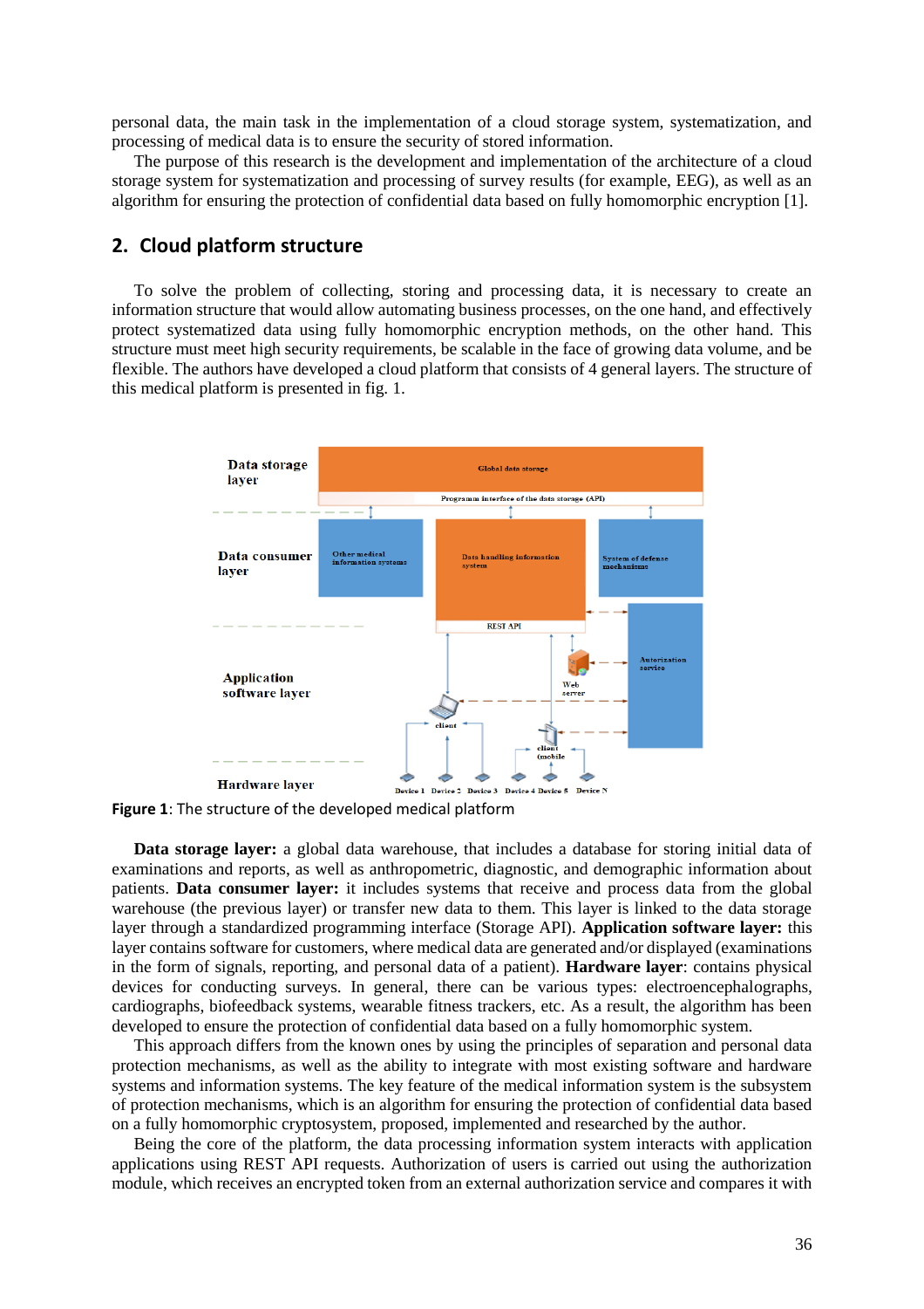personal data, the main task in the implementation of a cloud storage system, systematization, and processing of medical data is to ensure the security of stored information.

The purpose of this research is the development and implementation of the architecture of a cloud storage system for systematization and processing of survey results (for example, EEG), as well as an algorithm for ensuring the protection of confidential data based on fully homomorphic encryption [1].

## 2. Cloud platform structure

To solve the problem of collecting, storing and processing data, it is necessary to create an information structure that would allow automating business processes, on the one hand, and effectively protect systematized data using fully homomorphic encryption methods, on the other hand. This structure must meet high security requirements, be scalable in the face of growing data volume, and be flexible. The authors have developed a cloud platform that consists of 4 general layers. The structure of this medical platform is presented in fig. 1.

**Figure 1**: The structure of the developed medical platform

**Data storage layer:** a global data warehouse, that includes a database for storing initial data of examinations and reports, as well as anthropometric, diagnostic, and demographic information about patients. **Data consumer layer:** it includes systems that receive and process data from the global warehouse (the previous layer) or transfer new data to them. This layer is linked to the data storage layer through a standardized programming interface (Storage API). **Application software layer:** this layer contains software for customers, where medical data are generated and/or displayed (examinations in the form of signals, reporting, and personal data of a patient). **Hardware layer**: contains physical devices for conducting surveys. In general, there can be various types: electroencephalographs, cardiographs, biofeedback systems, wearable fitness trackers, etc. As a result, the algorithm has been developed to ensure the protection of confidential data based on a fully homomorphic system.

This approach differs from the known ones by using the principles of separation and personal data protection mechanisms, as well as the ability to integrate with most existing software and hardware systems and information systems. The key feature of the medical information system is the subsystem of protection mechanisms, which is an algorithm for ensuring the protection of confidential data based on a fully homomorphic cryptosystem, proposed, implemented and researched by the author.

Being the core of the platform, the data processing information system interacts with application applications using REST API requests. Authorization of users is carried out using the authorization module, which receives an encrypted token from an external authorization service and compares it with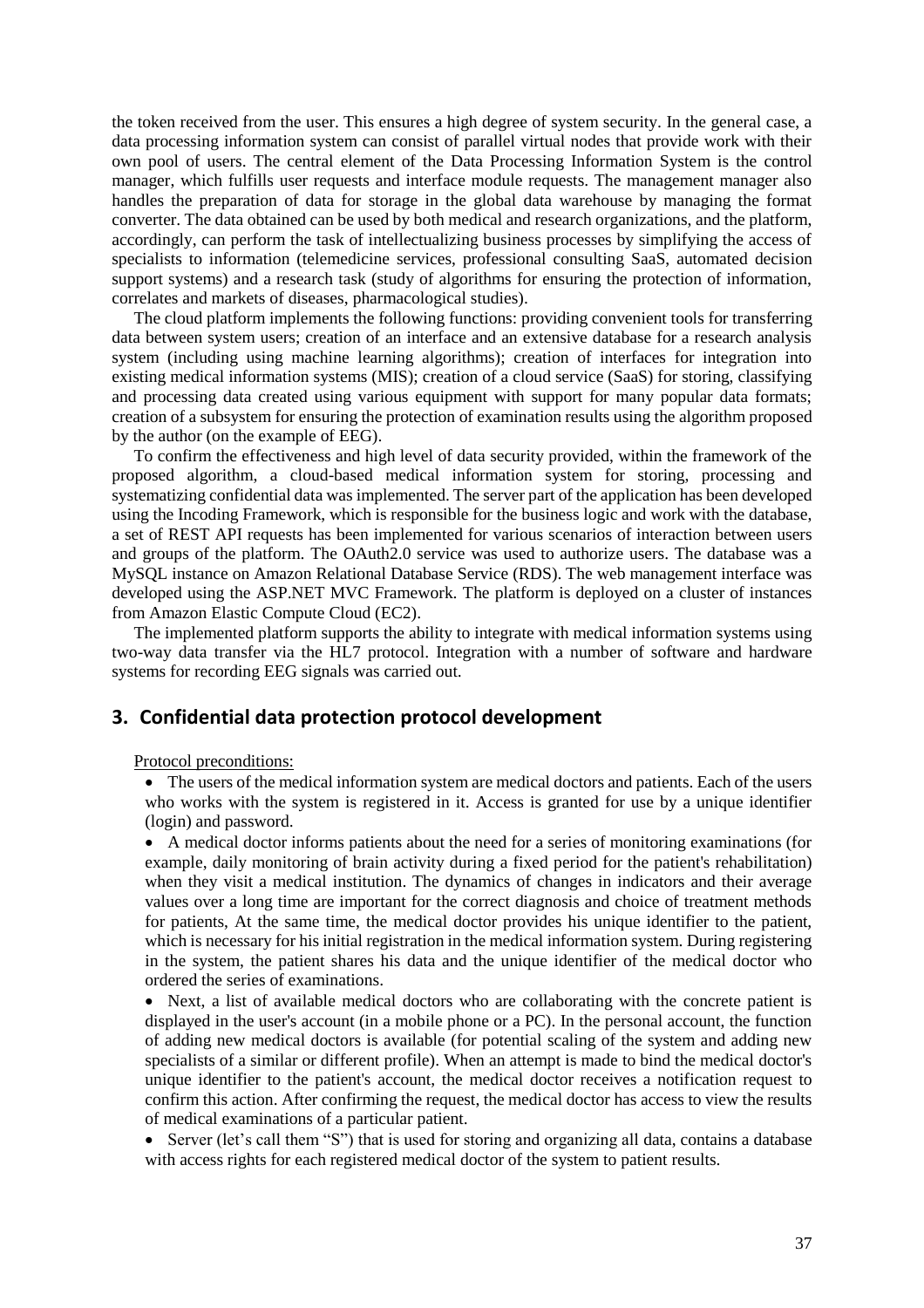the token received from the user. This ensures a high degree of system security. In the general case, a data processing information system can consist of parallel virtual nodes that provide work with their own pool of users. The central element of the Data Processing Information System is the control manager, which fulfills user requests and interface module requests. The management manager also handles the preparation of data for storage in the global data warehouse by managing the format converter. The data obtained can be used by both medical and research organizations, and the platform, accordingly, can perform the task of intellectualizing business processes by simplifying the access of specialists to information (telemedicine services, professional consulting SaaS, automated decision support systems) and a research task (study of algorithms for ensuring the protection of information, correlates and markets of diseases, pharmacological studies).

The cloud platform implements the following functions: providing convenient tools for transferring data between system users; creation of an interface and an extensive database for a research analysis system (including using machine learning algorithms); creation of interfaces for integration into existing medical information systems (MIS); creation of a cloud service (SaaS) for storing, classifying and processing data created using various equipment with support for many popular data formats; creation of a subsystem for ensuring the protection of examination results using the algorithm proposed by the author (on the example of EEG).

To confirm the effectiveness and high level of data security provided, within the framework of the proposed algorithm, a cloud-based medical information system for storing, processing and systematizing confidential data was implemented. The server part of the application has been developed using the Incoding Framework, which is responsible for the business logic and work with the database, a set of REST API requests has been implemented for various scenarios of interaction between users and groups of the platform. The OAuth2.0 service was used to authorize users. The database was a MySQL instance on Amazon Relational Database Service (RDS). The web management interface was developed using the ASP.NET MVC Framework. The platform is deployed on a cluster of instances from Amazon Elastic Compute Cloud (EC2).

The implemented platform supports the ability to integrate with medical information systems using two-way data transfer via the HL7 protocol. Integration with a number of software and hardware systems for recording EEG signals was carried out.

## 3. Confidential data protection protocol development

Protocol preconditions:

- The users of the medical information system are medical doctors and patients. Each of the users who works with the system is registered in it. Access is granted for use by a unique identifier (login) and password.
- A medical doctor informs patients about the need for a series of monitoring examinations (for example, daily monitoring of brain activity during a fixed period for the patient's rehabilitation) when they visit a medical institution. The dynamics of changes in indicators and their average values over a long time are important for the correct diagnosis and choice of treatment methods for patients, At the same time, the medical doctor provides his unique identifier to the patient, which is necessary for his initial registration in the medical information system. During registering in the system, the patient shares his data and the unique identifier of the medical doctor who ordered the series of examinations.
- Next, a list of available medical doctors who are collaborating with the concrete patient is displayed in the user's account (in a mobile phone or a PC). In the personal account, the function of adding new medical doctors is available (for potential scaling of the system and adding new specialists of a similar or different profile). When an attempt is made to bind the medical doctor's unique identifier to the patient's account, the medical doctor receives a notification request to confirm this action. After confirming the request, the medical doctor has access to view the results of medical examinations of a particular patient.
- Server (let's call them "S") that is used for storing and organizing all data, contains a database with access rights for each registered medical doctor of the system to patient results.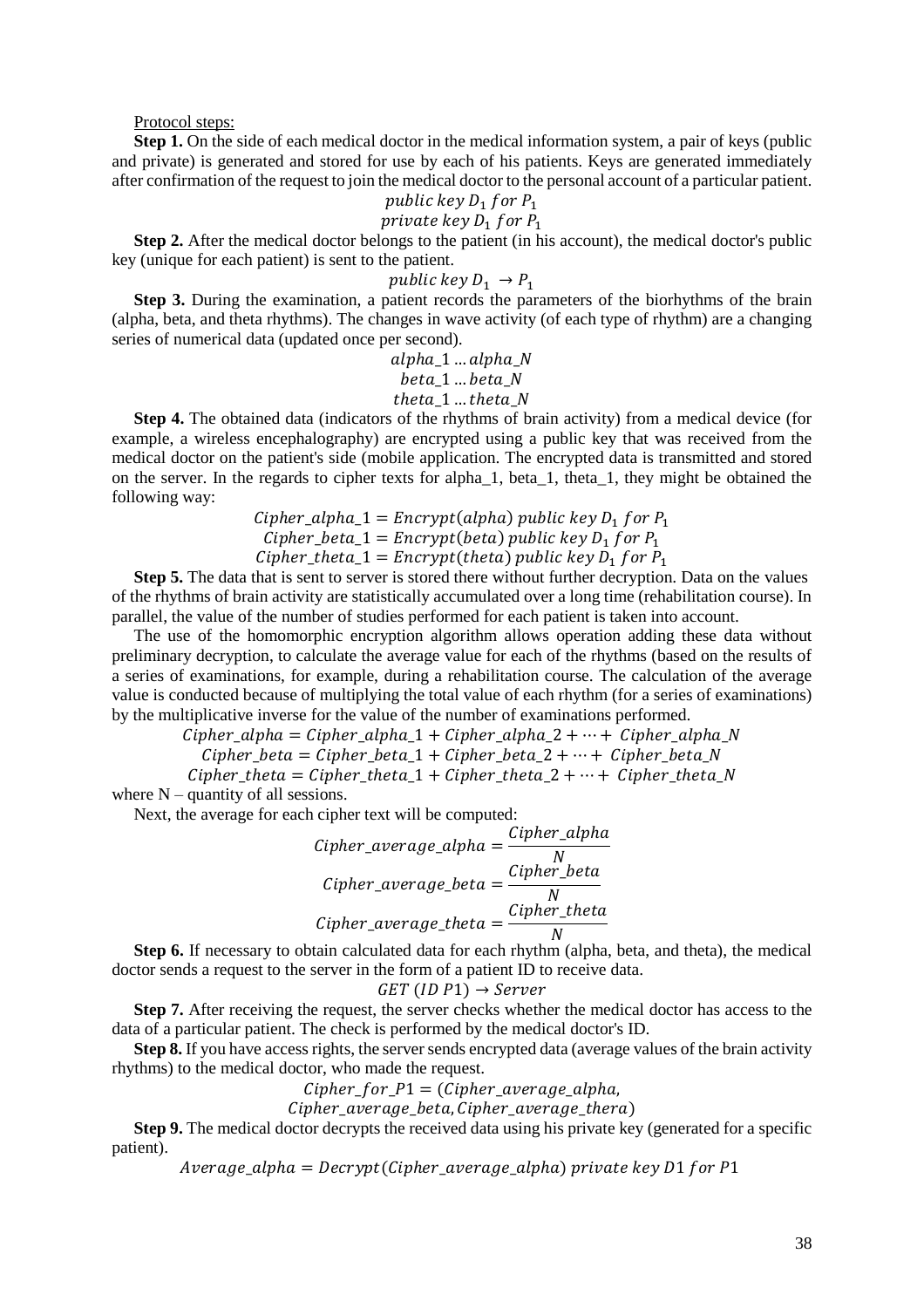Protocol steps:

**Step 1.** On the side of each medical doctor in the medical information system, a pair of keys (public and private) is generated and stored for use by each of his patients. Keys are generated immediately after confirmation of the request to join the medical doctor to the personal account of a particular patient.

$$public\ key\ D_1\ for\ P_1$$
$$private\ key\ D_1\ for\ P_1$$

**Step 2.** After the medical doctor belongs to the patient (in his account), the medical doctor's public key (unique for each patient) is sent to the patient.

$$public\ key\ D_1 \ \rightarrow P_1$$

**Step 3.** During the examination, a patient records the parameters of the biorhythms of the brain (alpha, beta, and theta rhythms). The changes in wave activity (of each type of rhythm) are a changing series of numerical data (updated once per second).

$$alpha\_1 \dots alpha\_N$$
$$beta\_1 \dots beta\_N$$
$$theta\_1 \dots theta\_N$$

**Step 4.** The obtained data (indicators of the rhythms of brain activity) from a medical device (for example, a wireless encephalography) are encrypted using a public key that was received from the medical doctor on the patient's side (mobile application. The encrypted data is transmitted and stored on the server. In the regards to cipher texts for alpha_1, beta_1, theta_1, they might be obtained the following way:

$$Cipher\_alpha\_1 = Encrypt(alpha)\ public\ key\ D_1\ for\ P_1$$
$$Cipher\_beta\_1 = Encrypt(beta)\ public\ key\ D_1\ for\ P_1$$
$$Cipher\_theta\_1 = Encrypt(theta)\ public\ key\ D_1\ for\ P_1$$

**Step 5.** The data that is sent to server is stored there without further decryption. Data on the values of the rhythms of brain activity are statistically accumulated over a long time (rehabilitation course). In parallel, the value of the number of studies performed for each patient is taken into account.

The use of the homomorphic encryption algorithm allows operation adding these data without preliminary decryption, to calculate the average value for each of the rhythms (based on the results of a series of examinations, for example, during a rehabilitation course. The calculation of the average value is conducted because of multiplying the total value of each rhythm (for a series of examinations) by the multiplicative inverse for the value of the number of examinations performed.

$$Cipher\_alpha = Cipher\_alpha\_1 + Cipher\_alpha\_2 + \dots + \ Cipher\_alpha\_N$$
$$Cipher\_beta = Cipher\_beta\_1 + Cipher\_beta\_2 + \dots + \ Cipher\_beta\_N$$
$$Cipher\_theta = Cipher\_theta\_1 + Cipher\_theta\_2 + \dots + \ Cipher\_theta\_N$$

where N – quantity of all sessions.

Next, the average for each cipher text will be computed:

$$Cipher\_average\_alpha = \frac{Cipher\_alpha}{N}$$
$$Cipher\_average\_beta = \frac{Cipher\_beta}{N}$$
$$Cipher\_average\_theta = \frac{Cipher\_theta}{N}$$

**Step 6.** If necessary to obtain calculated data for each rhythm (alpha, beta, and theta), the medical doctor sends a request to the server in the form of a patient ID to receive data.

$$GET\ (ID\ P1) \rightarrow Server$$

**Step 7.** After receiving the request, the server checks whether the medical doctor has access to the data of a particular patient. The check is performed by the medical doctor's ID.

**Step 8.** If you have access rights, the server sends encrypted data (average values of the brain activity rhythms) to the medical doctor, who made the request.

$$Cipher\_for\_P1 = (Cipher\_average\_alpha,$$
$$Cipher\_average\_beta, Cipher\_average\_thera)$$

**Step 9.** The medical doctor decrypts the received data using his private key (generated for a specific patient).

$$Average\_alpha = Decrypt(Cipher\_average\_alpha)\ private\ key\ D1\ for\ P1$$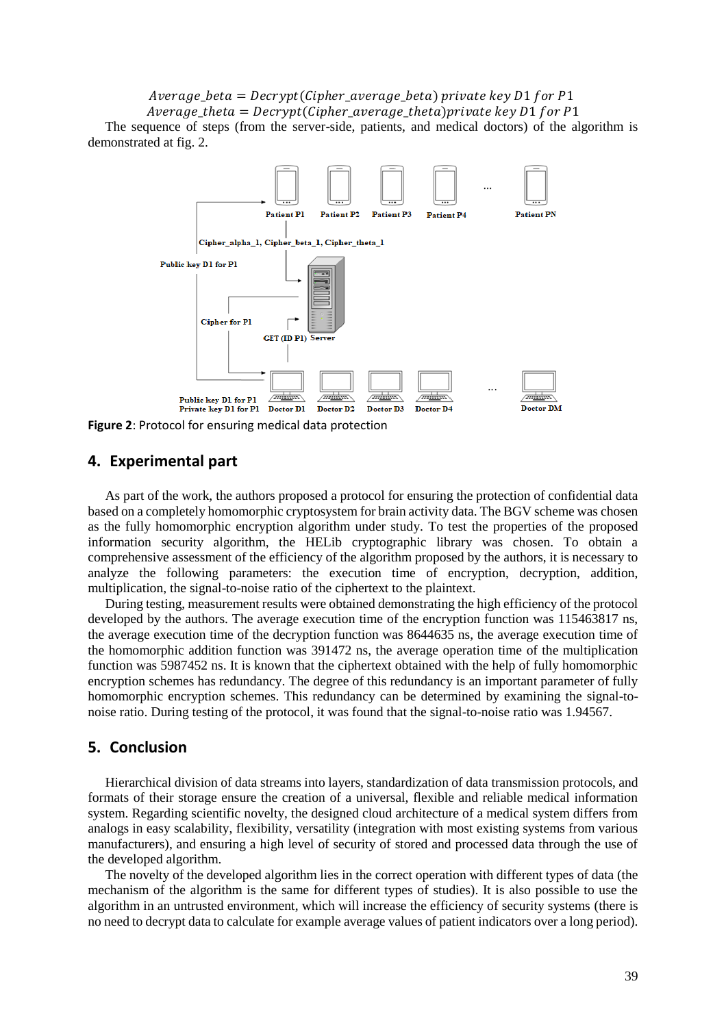$$Average\_beta = Decrypt(Cipher\_average\_beta)\ private\ key\ D1\ for\ P1$$

$$Average\_theta = Decrypt(Cipher\_average\_theta) private\ key\ D1\ for\ P1$$

The sequence of steps (from the server-side, patients, and medical doctors) of the algorithm is demonstrated at fig. 2.

**Figure 2**: Protocol for ensuring medical data protection

## 4. Experimental part

As part of the work, the authors proposed a protocol for ensuring the protection of confidential data based on a completely homomorphic cryptosystem for brain activity data. The BGV scheme was chosen as the fully homomorphic encryption algorithm under study. To test the properties of the proposed information security algorithm, the HELib cryptographic library was chosen. To obtain a comprehensive assessment of the efficiency of the algorithm proposed by the authors, it is necessary to analyze the following parameters: the execution time of encryption, decryption, addition, multiplication, the signal-to-noise ratio of the ciphertext to the plaintext.

During testing, measurement results were obtained demonstrating the high efficiency of the protocol developed by the authors. The average execution time of the encryption function was 115463817 ns, the average execution time of the decryption function was 8644635 ns, the average execution time of the homomorphic addition function was 391472 ns, the average operation time of the multiplication function was 5987452 ns. It is known that the ciphertext obtained with the help of fully homomorphic encryption schemes has redundancy. The degree of this redundancy is an important parameter of fully homomorphic encryption schemes. This redundancy can be determined by examining the signal-to-noise ratio. During testing of the protocol, it was found that the signal-to-noise ratio was 1.94567.

## 5. Conclusion

Hierarchical division of data streams into layers, standardization of data transmission protocols, and formats of their storage ensure the creation of a universal, flexible and reliable medical information system. Regarding scientific novelty, the designed cloud architecture of a medical system differs from analogs in easy scalability, flexibility, versatility (integration with most existing systems from various manufacturers), and ensuring a high level of security of stored and processed data through the use of the developed algorithm.

The novelty of the developed algorithm lies in the correct operation with different types of data (the mechanism of the algorithm is the same for different types of studies). It is also possible to use the algorithm in an untrusted environment, which will increase the efficiency of security systems (there is no need to decrypt data to calculate for example average values of patient indicators over a long period).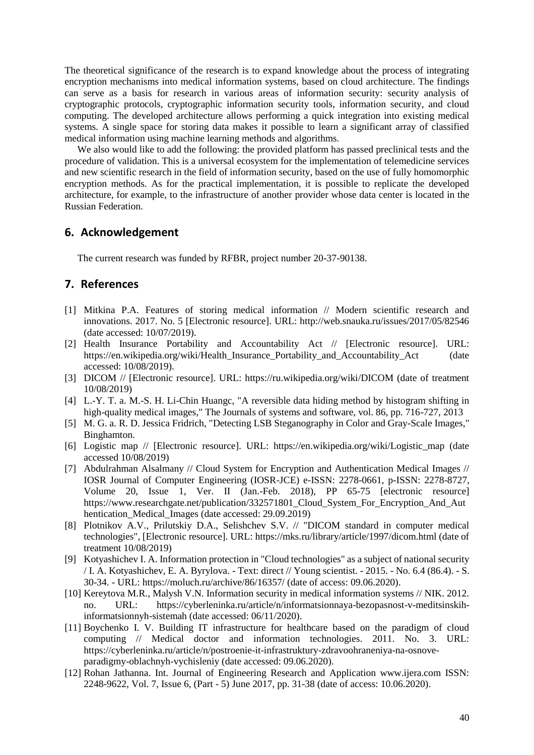The theoretical significance of the research is to expand knowledge about the process of integrating encryption mechanisms into medical information systems, based on cloud architecture. The findings can serve as a basis for research in various areas of information security: security analysis of cryptographic protocols, cryptographic information security tools, information security, and cloud computing. The developed architecture allows performing a quick integration into existing medical systems. A single space for storing data makes it possible to learn a significant array of classified medical information using machine learning methods and algorithms.

We also would like to add the following: the provided platform has passed preclinical tests and the procedure of validation. This is a universal ecosystem for the implementation of telemedicine services and new scientific research in the field of information security, based on the use of fully homomorphic encryption methods. As for the practical implementation, it is possible to replicate the developed architecture, for example, to the infrastructure of another provider whose data center is located in the Russian Federation.

## 6. Acknowledgement

The current research was funded by RFBR, project number 20-37-90138.

## 7. References

[1] Mitkina P.A. Features of storing medical information // Modern scientific research and innovations. 2017. No. 5 [Electronic resource]. URL: http://web.snauka.ru/issues/2017/05/82546 (date accessed: 10/07/2019).

[2] Health Insurance Portability and Accountability Act // [Electronic resource]. URL: https://en.wikipedia.org/wiki/Health_Insurance_Portability_and_Accountability_Act (date accessed: 10/08/2019).

[3] DICOM // [Electronic resource]. URL: https://ru.wikipedia.org/wiki/DICOM (date of treatment 10/08/2019)

[4] L.-Y. T. a. M.-S. H. Li-Chin Huangc, "A reversible data hiding method by histogram shifting in high-quality medical images," The Journals of systems and software, vol. 86, pp. 716-727, 2013

[5] M. G. a. R. D. Jessica Fridrich, "Detecting LSB Steganography in Color and Gray-Scale Images," Binghamton.

[6] Logistic map // [Electronic resource]. URL: https://en.wikipedia.org/wiki/Logistic_map (date accessed 10/08/2019)

[7] Abdulrahman Alsalmany // Cloud System for Encryption and Authentication Medical Images // IOSR Journal of Computer Engineering (IOSR-JCE) e-ISSN: 2278-0661, p-ISSN: 2278-8727, Volume 20, Issue 1, Ver. II (Jan.-Feb. 2018), PP 65-75 [electronic resource] https://www.researchgate.net/publication/332571801_Cloud_System_For_Encryption_And_Authentication_Medical_Images (date accessed: 29.09.2019)

[8] Plotnikov A.V., Prilutskiy D.A., Selishchev S.V. // "DICOM standard in computer medical technologies", [Electronic resource]. URL: https://mks.ru/library/article/1997/dicom.html (date of treatment 10/08/2019)

[9] Kotyashichev I. A. Information protection in "Cloud technologies" as a subject of national security / I. A. Kotyashichev, E. A. Byrylova. - Text: direct // Young scientist. - 2015. - No. 6.4 (86.4). - S. 30-34. - URL: https://moluch.ru/archive/86/16357/ (date of access: 09.06.2020).

[10] Kereytova M.R., Malysh V.N. Information security in medical information systems // NIK. 2012. no. URL: https://cyberleninka.ru/article/n/informatsionnaya-bezopasnost-v-meditsinskih-informatsionnyh-sistemah (date accessed: 06/11/2020).

[11] Boychenko I. V. Building IT infrastructure for healthcare based on the paradigm of cloud computing // Medical doctor and information technologies. 2011. No. 3. URL: https://cyberleninka.ru/article/n/postroenie-it-infrastruktury-zdravoohraneniya-na-osnove-paradigmy-oblachnyh-vychisleniy (date accessed: 09.06.2020).

[12] Rohan Jathanna. Int. Journal of Engineering Research and Application www.ijera.com ISSN: 2248-9622, Vol. 7, Issue 6, (Part - 5) June 2017, pp. 31-38 (date of access: 10.06.2020).